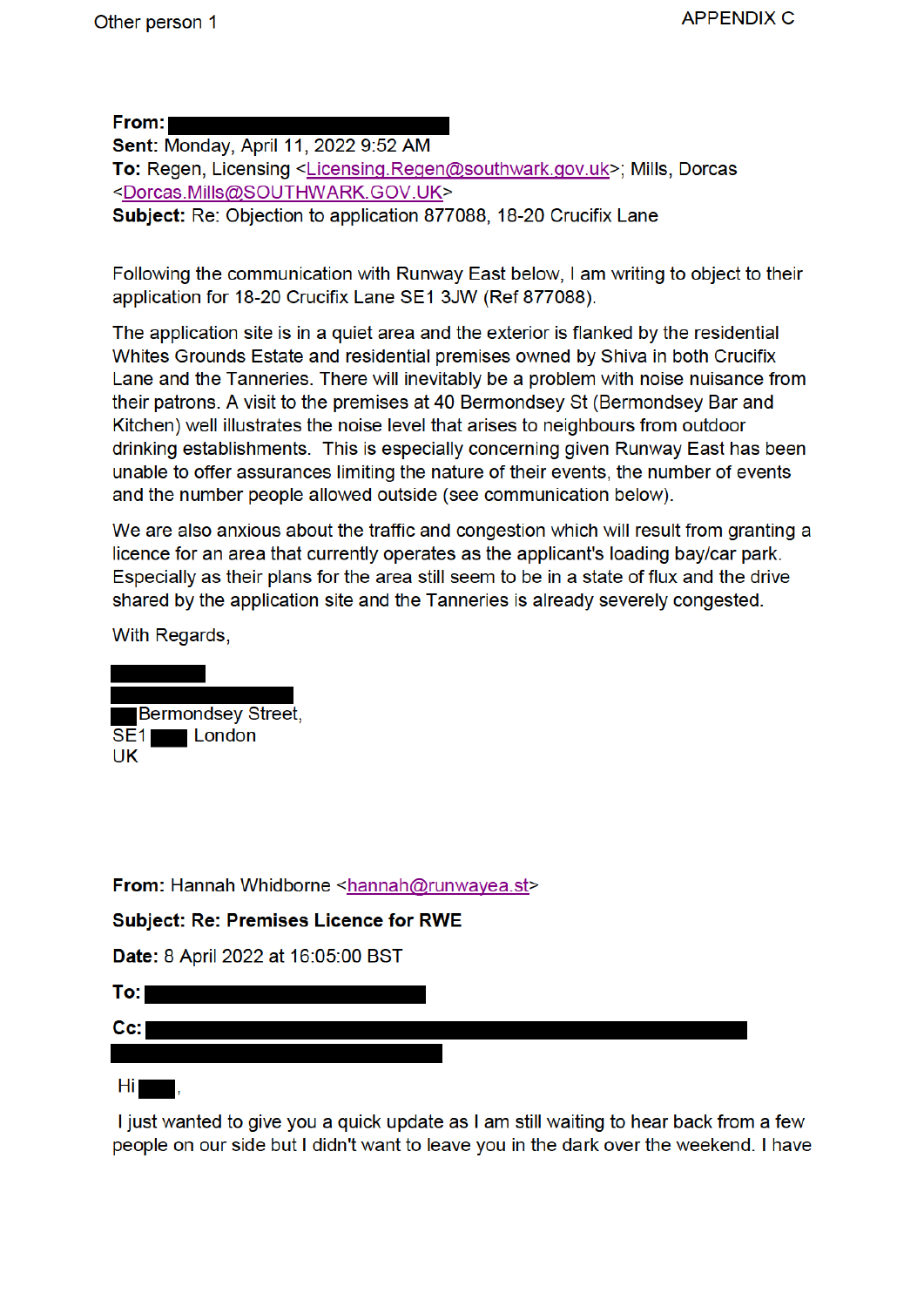Other person 1

APPENDIX C

**From:** ████████████████
**Sent:** Monday, April 11, 2022 9:52 AM
**To:** Regen, Licensing <Licensing.Regen@southwark.gov.uk>; Mills, Dorcas <Dorcas.Mills@SOUTHWARK.GOV.UK>
**Subject:** Re: Objection to application 877088, 18-20 Crucifix Lane

Following the communication with Runway East below, I am writing to object to their application for 18-20 Crucifix Lane SE1 3JW (Ref 877088).

The application site is in a quiet area and the exterior is flanked by the residential Whites Grounds Estate and residential premises owned by Shiva in both Crucifix Lane and the Tanneries. There will inevitably be a problem with noise nuisance from their patrons. A visit to the premises at 40 Bermondsey St (Bermondsey Bar and Kitchen) well illustrates the noise level that arises to neighbours from outdoor drinking establishments. This is especially concerning given Runway East has been unable to offer assurances limiting the nature of their events, the number of events and the number people allowed outside (see communication below).

We are also anxious about the traffic and congestion which will result from granting a licence for an area that currently operates as the applicant's loading bay/car park. Especially as their plans for the area still seem to be in a state of flux and the drive shared by the application site and the Tanneries is already severely congested.

With Regards,

██████
████████████
██ Bermondsey Street,
SE1 ██ London
UK

**From:** Hannah Whidborne <hannah@runwayea.st>

**Subject: Re: Premises Licence for RWE**

**Date:** 8 April 2022 at 16:05:00 BST

**To:** ████████████████

**Cc:** ████████████████████████████████████

Hi ██,

I just wanted to give you a quick update as I am still waiting to hear back from a few people on our side but I didn't want to leave you in the dark over the weekend. I have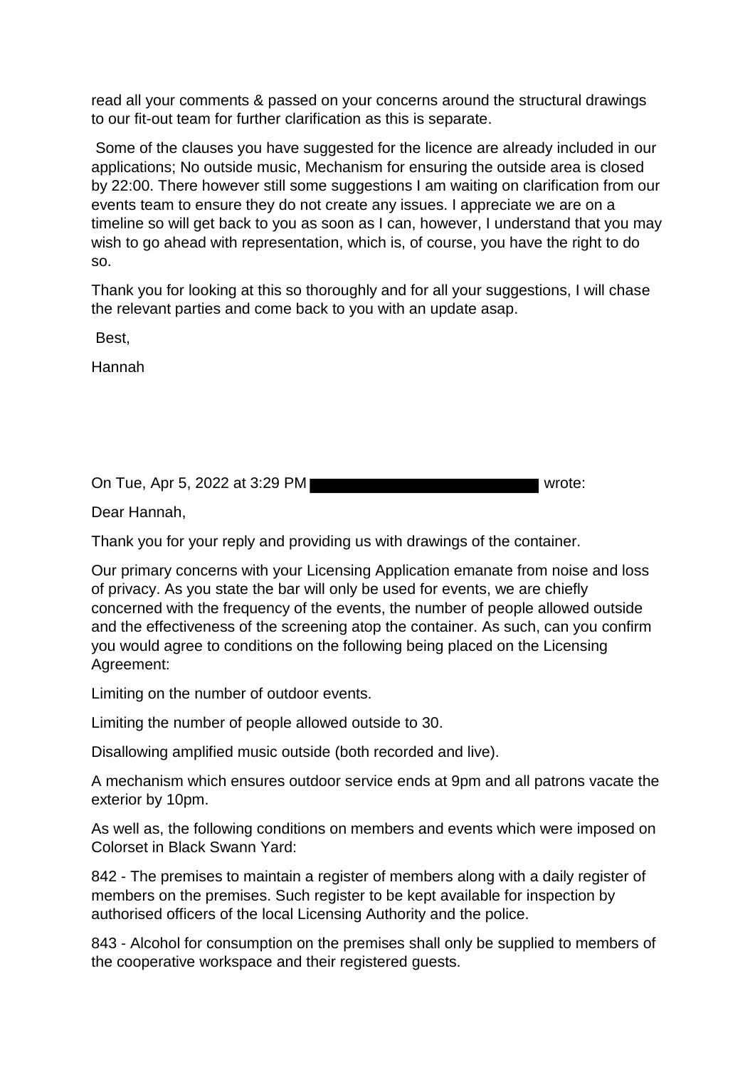read all your comments & passed on your concerns around the structural drawings to our fit-out team for further clarification as this is separate.

Some of the clauses you have suggested for the licence are already included in our applications; No outside music, Mechanism for ensuring the outside area is closed by 22:00. There however still some suggestions I am waiting on clarification from our events team to ensure they do not create any issues. I appreciate we are on a timeline so will get back to you as soon as I can, however, I understand that you may wish to go ahead with representation, which is, of course, you have the right to do so.

Thank you for looking at this so thoroughly and for all your suggestions, I will chase the relevant parties and come back to you with an update asap.

Best,

Hannah

On Tue, Apr 5, 2022 at 3:29 PM ██████████████████ wrote:

Dear Hannah,

Thank you for your reply and providing us with drawings of the container.

Our primary concerns with your Licensing Application emanate from noise and loss of privacy. As you state the bar will only be used for events, we are chiefly concerned with the frequency of the events, the number of people allowed outside and the effectiveness of the screening atop the container. As such, can you confirm you would agree to conditions on the following being placed on the Licensing Agreement:

Limiting on the number of outdoor events.

Limiting the number of people allowed outside to 30.

Disallowing amplified music outside (both recorded and live).

A mechanism which ensures outdoor service ends at 9pm and all patrons vacate the exterior by 10pm.

As well as, the following conditions on members and events which were imposed on Colorset in Black Swann Yard:

842 - The premises to maintain a register of members along with a daily register of members on the premises. Such register to be kept available for inspection by authorised officers of the local Licensing Authority and the police.

843 - Alcohol for consumption on the premises shall only be supplied to members of the cooperative workspace and their registered guests.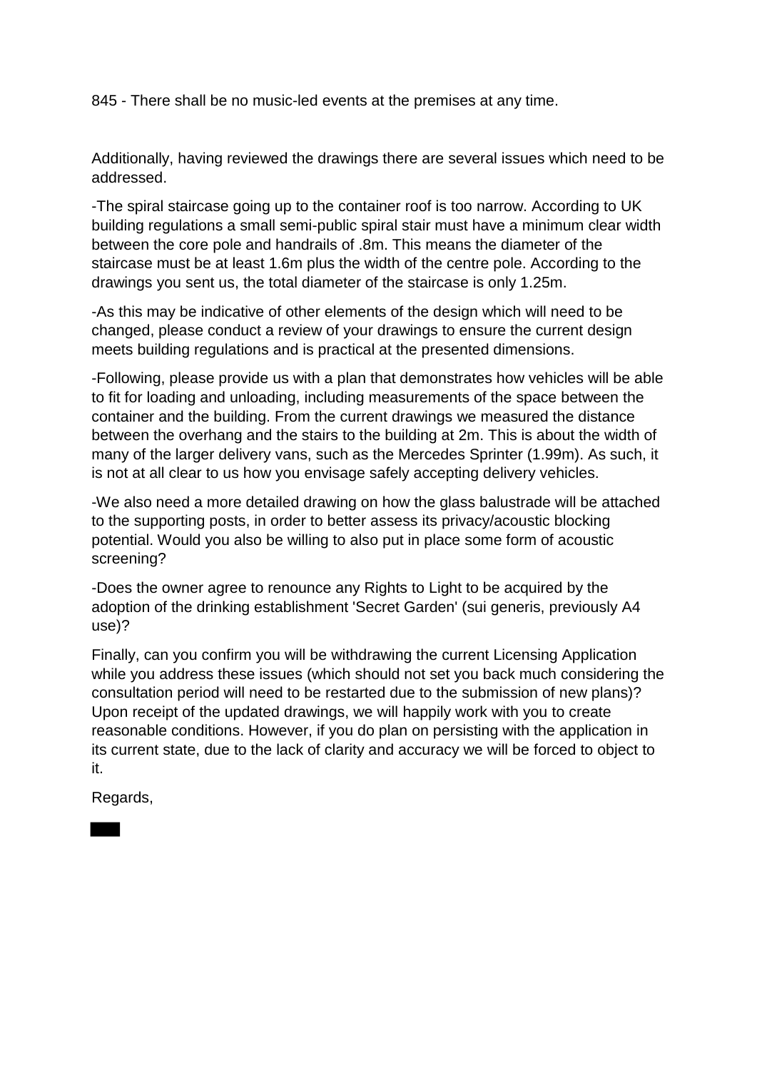845 - There shall be no music-led events at the premises at any time.

Additionally, having reviewed the drawings there are several issues which need to be addressed.

-The spiral staircase going up to the container roof is too narrow. According to UK building regulations a small semi-public spiral stair must have a minimum clear width between the core pole and handrails of .8m. This means the diameter of the staircase must be at least 1.6m plus the width of the centre pole. According to the drawings you sent us, the total diameter of the staircase is only 1.25m.

-As this may be indicative of other elements of the design which will need to be changed, please conduct a review of your drawings to ensure the current design meets building regulations and is practical at the presented dimensions.

-Following, please provide us with a plan that demonstrates how vehicles will be able to fit for loading and unloading, including measurements of the space between the container and the building. From the current drawings we measured the distance between the overhang and the stairs to the building at 2m. This is about the width of many of the larger delivery vans, such as the Mercedes Sprinter (1.99m). As such, it is not at all clear to us how you envisage safely accepting delivery vehicles.

-We also need a more detailed drawing on how the glass balustrade will be attached to the supporting posts, in order to better assess its privacy/acoustic blocking potential. Would you also be willing to also put in place some form of acoustic screening?

-Does the owner agree to renounce any Rights to Light to be acquired by the adoption of the drinking establishment 'Secret Garden' (sui generis, previously A4 use)?

Finally, can you confirm you will be withdrawing the current Licensing Application while you address these issues (which should not set you back much considering the consultation period will need to be restarted due to the submission of new plans)? Upon receipt of the updated drawings, we will happily work with you to create reasonable conditions. However, if you do plan on persisting with the application in its current state, due to the lack of clarity and accuracy we will be forced to object to it.

Regards,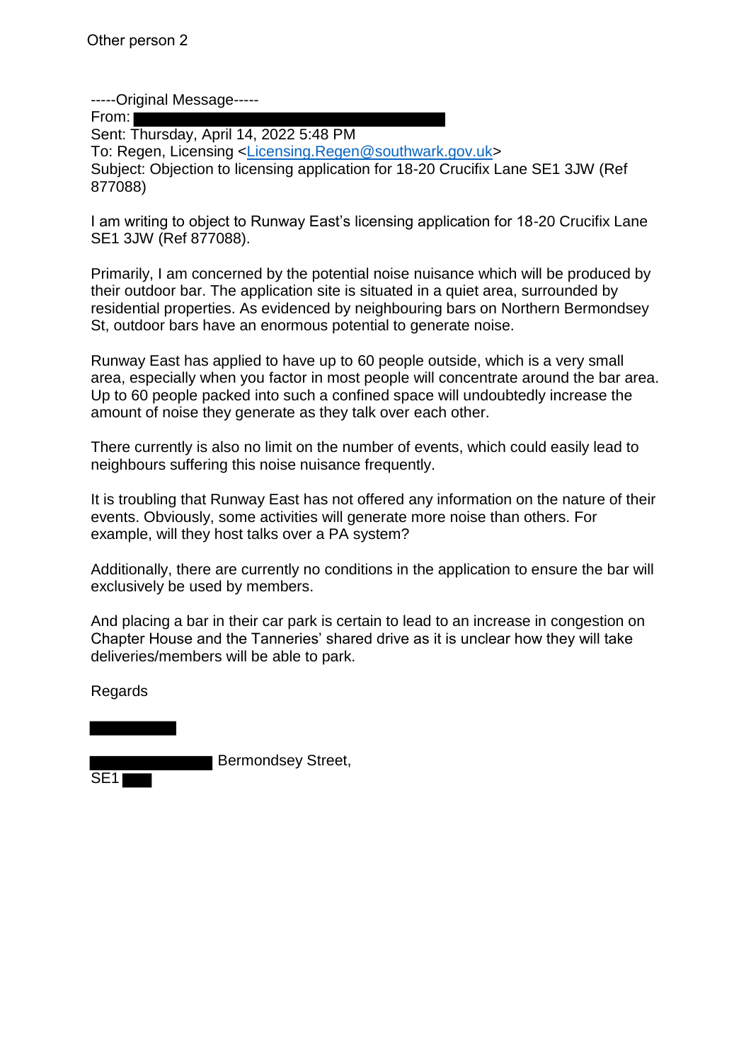Other person 2

-----Original Message-----
From: 
Sent: Thursday, April 14, 2022 5:48 PM
To: Regen, Licensing <Licensing.Regen@southwark.gov.uk>
Subject: Objection to licensing application for 18-20 Crucifix Lane SE1 3JW (Ref 877088)

I am writing to object to Runway East's licensing application for 18-20 Crucifix Lane SE1 3JW (Ref 877088).

Primarily, I am concerned by the potential noise nuisance which will be produced by their outdoor bar. The application site is situated in a quiet area, surrounded by residential properties. As evidenced by neighbouring bars on Northern Bermondsey St, outdoor bars have an enormous potential to generate noise.

Runway East has applied to have up to 60 people outside, which is a very small area, especially when you factor in most people will concentrate around the bar area. Up to 60 people packed into such a confined space will undoubtedly increase the amount of noise they generate as they talk over each other.

There currently is also no limit on the number of events, which could easily lead to neighbours suffering this noise nuisance frequently.

It is troubling that Runway East has not offered any information on the nature of their events. Obviously, some activities will generate more noise than others. For example, will they host talks over a PA system?

Additionally, there are currently no conditions in the application to ensure the bar will exclusively be used by members.

And placing a bar in their car park is certain to lead to an increase in congestion on Chapter House and the Tanneries' shared drive as it is unclear how they will take deliveries/members will be able to park.

Regards

Bermondsey Street,
SE1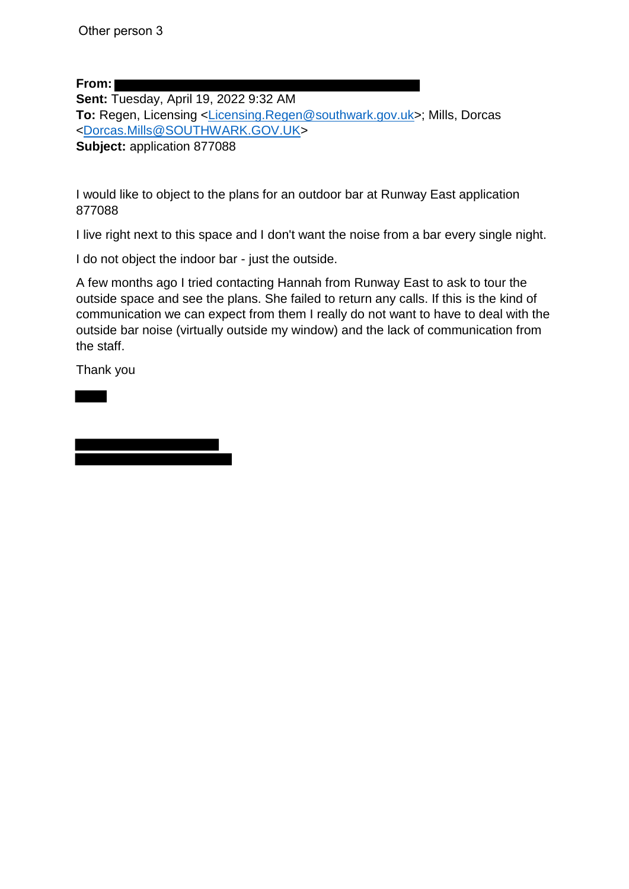Other person 3

**From:**
**Sent:** Tuesday, April 19, 2022 9:32 AM
**To:** Regen, Licensing <Licensing.Regen@southwark.gov.uk>; Mills, Dorcas <Dorcas.Mills@SOUTHWARK.GOV.UK>
**Subject:** application 877088

I would like to object to the plans for an outdoor bar at Runway East application 877088

I live right next to this space and I don't want the noise from a bar every single night.

I do not object the indoor bar - just the outside.

A few months ago I tried contacting Hannah from Runway East to ask to tour the outside space and see the plans. She failed to return any calls. If this is the kind of communication we can expect from them I really do not want to have to deal with the outside bar noise (virtually outside my window) and the lack of communication from the staff.

Thank you